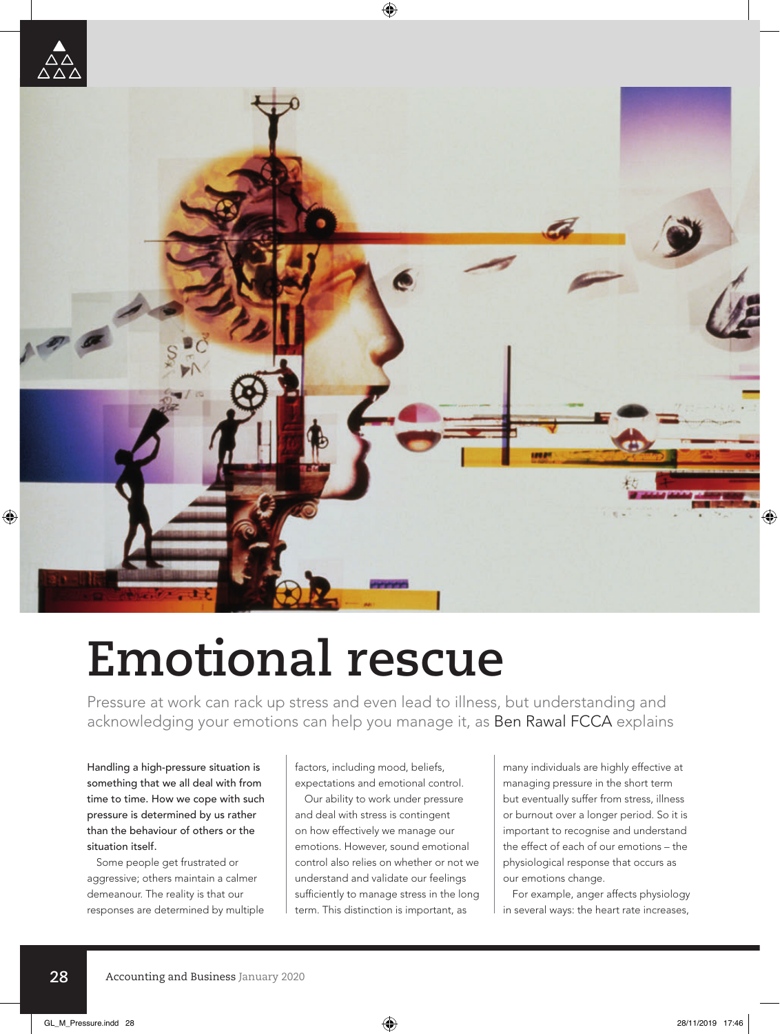# Emotional rescue

Pressure at work can rack up stress and even lead to illness, but understanding and acknowledging your emotions can help you manage it, as Ben Rawal FCCA explains

**Handling a high-pressure situation is something that we all deal with from time to time. How we cope with such pressure is determined by us rather than the behaviour of others or the situation itself.**

Some people get frustrated or aggressive; others maintain a calmer demeanour. The reality is that our responses are determined by multiple factors, including mood, beliefs, expectations and emotional control.

Our ability to work under pressure and deal with stress is contingent on how effectively we manage our emotions. However, sound emotional control also relies on whether or not we understand and validate our feelings sufficiently to manage stress in the long term. This distinction is important, as many individuals are highly effective at managing pressure in the short term but eventually suffer from stress, illness or burnout over a longer period. So it is important to recognise and understand the effect of each of our emotions – the physiological response that occurs as our emotions change.

For example, anger affects physiology in several ways: the heart rate increases,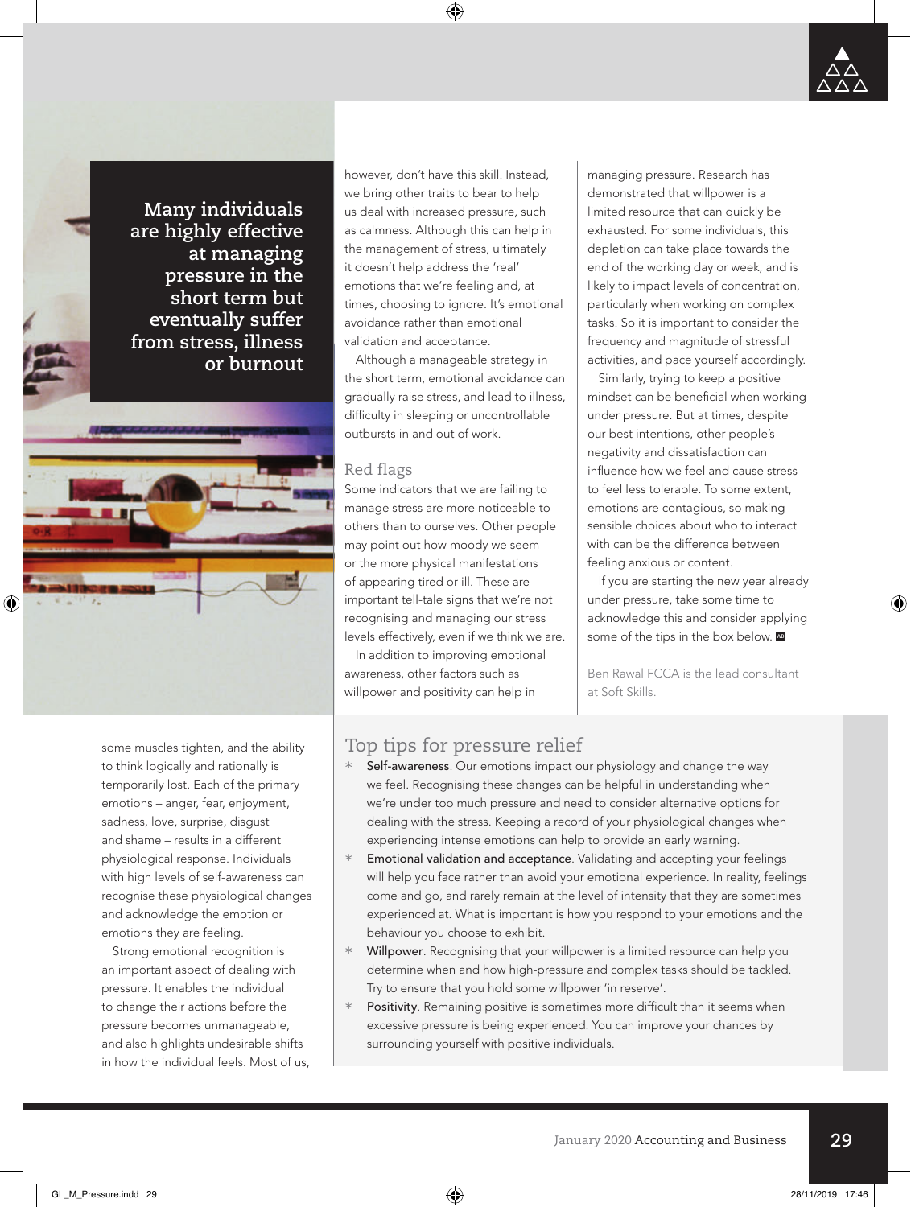> Many individuals are highly effective at managing pressure in the short term but eventually suffer from stress, illness or burnout

some muscles tighten, and the ability to think logically and rationally is temporarily lost. Each of the primary emotions – anger, fear, enjoyment, sadness, love, surprise, disgust and shame – results in a different physiological response. Individuals with high levels of self-awareness can recognise these physiological changes and acknowledge the emotion or emotions they are feeling.

Strong emotional recognition is an important aspect of dealing with pressure. It enables the individual to change their actions before the pressure becomes unmanageable, and also highlights undesirable shifts in how the individual feels. Most of us, however, don't have this skill. Instead, we bring other traits to bear to help us deal with increased pressure, such as calmness. Although this can help in the management of stress, ultimately it doesn't help address the 'real' emotions that we're feeling and, at times, choosing to ignore. It's emotional avoidance rather than emotional validation and acceptance.

Although a manageable strategy in the short term, emotional avoidance can gradually raise stress, and lead to illness, difficulty in sleeping or uncontrollable outbursts in and out of work.

## Red flags

Some indicators that we are failing to manage stress are more noticeable to others than to ourselves. Other people may point out how moody we seem or the more physical manifestations of appearing tired or ill. These are important tell-tale signs that we're not recognising and managing our stress levels effectively, even if we think we are.

In addition to improving emotional awareness, other factors such as willpower and positivity can help in managing pressure. Research has demonstrated that willpower is a limited resource that can quickly be exhausted. For some individuals, this depletion can take place towards the end of the working day or week, and is likely to impact levels of concentration, particularly when working on complex tasks. So it is important to consider the frequency and magnitude of stressful activities, and pace yourself accordingly.

Similarly, trying to keep a positive mindset can be beneficial when working under pressure. But at times, despite our best intentions, other people's negativity and dissatisfaction can influence how we feel and cause stress to feel less tolerable. To some extent, emotions are contagious, so making sensible choices about who to interact with can be the difference between feeling anxious or content.

If you are starting the new year already under pressure, take some time to acknowledge this and consider applying some of the tips in the box below. AB

Ben Rawal FCCA is the lead consultant at Soft Skills.

## Top tips for pressure relief

* Self-awareness. Our emotions impact our physiology and change the way we feel. Recognising these changes can be helpful in understanding when we're under too much pressure and need to consider alternative options for dealing with the stress. Keeping a record of your physiological changes when experiencing intense emotions can help to provide an early warning.
* Emotional validation and acceptance. Validating and accepting your feelings will help you face rather than avoid your emotional experience. In reality, feelings come and go, and rarely remain at the level of intensity that they are sometimes experienced at. What is important is how you respond to your emotions and the behaviour you choose to exhibit.
* Willpower. Recognising that your willpower is a limited resource can help you determine when and how high-pressure and complex tasks should be tackled. Try to ensure that you hold some willpower 'in reserve'.
* Positivity. Remaining positive is sometimes more difficult than it seems when excessive pressure is being experienced. You can improve your chances by surrounding yourself with positive individuals.